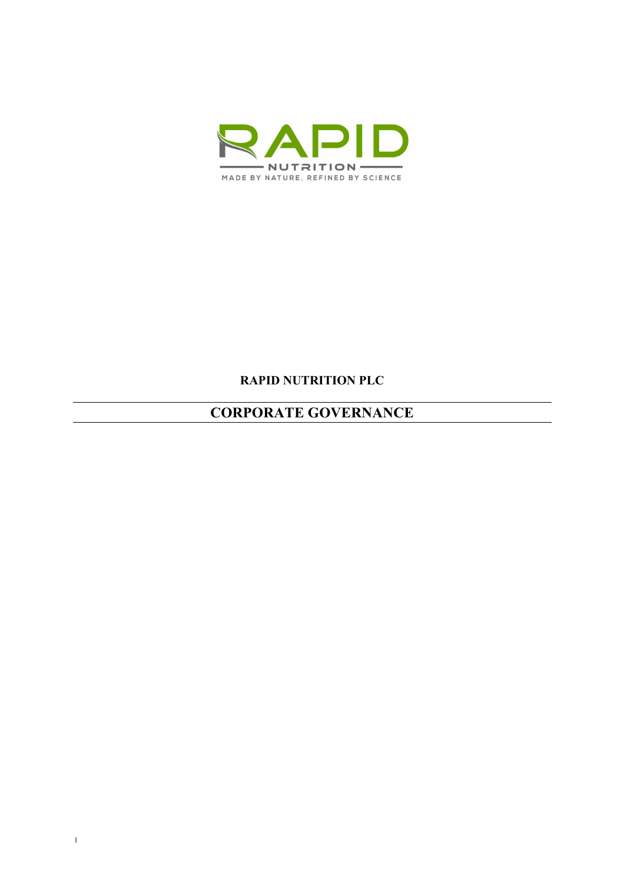**RAPID NUTRITION PLC**

# CORPORATE GOVERNANCE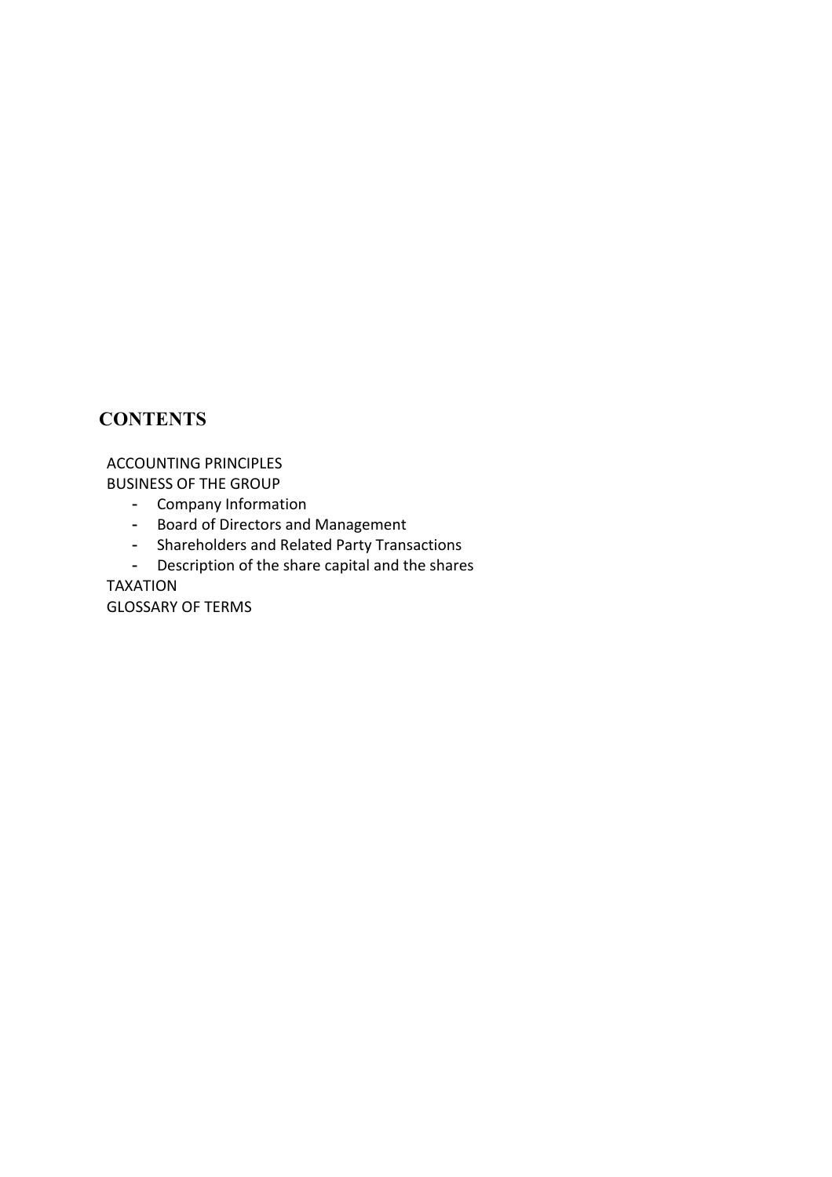## CONTENTS

ACCOUNTING PRINCIPLES

BUSINESS OF THE GROUP

- Company Information
- Board of Directors and Management
- Shareholders and Related Party Transactions
- Description of the share capital and the shares

TAXATION

GLOSSARY OF TERMS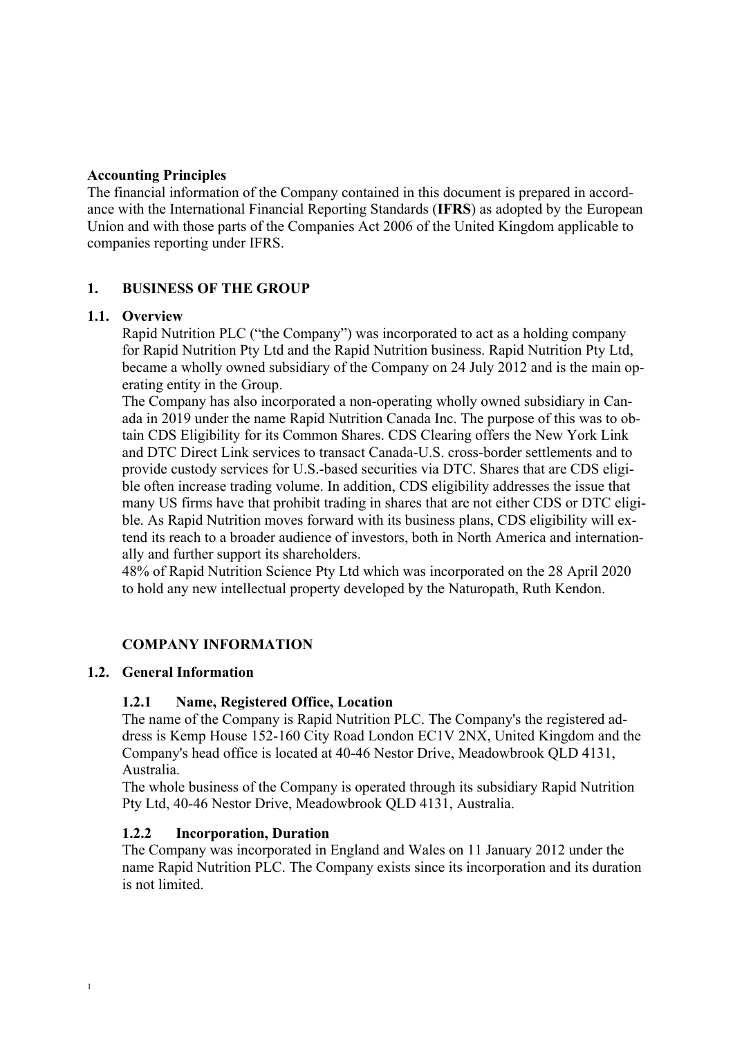**Accounting Principles**

The financial information of the Company contained in this document is prepared in accordance with the International Financial Reporting Standards (**IFRS**) as adopted by the European Union and with those parts of the Companies Act 2006 of the United Kingdom applicable to companies reporting under IFRS.

## 1. BUSINESS OF THE GROUP

### 1.1. Overview

Rapid Nutrition PLC ("the Company") was incorporated to act as a holding company for Rapid Nutrition Pty Ltd and the Rapid Nutrition business. Rapid Nutrition Pty Ltd, became a wholly owned subsidiary of the Company on 24 July 2012 and is the main operating entity in the Group.

The Company has also incorporated a non-operating wholly owned subsidiary in Canada in 2019 under the name Rapid Nutrition Canada Inc. The purpose of this was to obtain CDS Eligibility for its Common Shares. CDS Clearing offers the New York Link and DTC Direct Link services to transact Canada-U.S. cross-border settlements and to provide custody services for U.S.-based securities via DTC. Shares that are CDS eligible often increase trading volume. In addition, CDS eligibility addresses the issue that many US firms have that prohibit trading in shares that are not either CDS or DTC eligible. As Rapid Nutrition moves forward with its business plans, CDS eligibility will extend its reach to a broader audience of investors, both in North America and internationally and further support its shareholders.

48% of Rapid Nutrition Science Pty Ltd which was incorporated on the 28 April 2020 to hold any new intellectual property developed by the Naturopath, Ruth Kendon.

## COMPANY INFORMATION

### 1.2. General Information

#### 1.2.1 Name, Registered Office, Location

The name of the Company is Rapid Nutrition PLC. The Company's the registered address is Kemp House 152-160 City Road London EC1V 2NX, United Kingdom and the Company's head office is located at 40-46 Nestor Drive, Meadowbrook QLD 4131, Australia.

The whole business of the Company is operated through its subsidiary Rapid Nutrition Pty Ltd, 40-46 Nestor Drive, Meadowbrook QLD 4131, Australia.

#### 1.2.2 Incorporation, Duration

The Company was incorporated in England and Wales on 11 January 2012 under the name Rapid Nutrition PLC. The Company exists since its incorporation and its duration is not limited.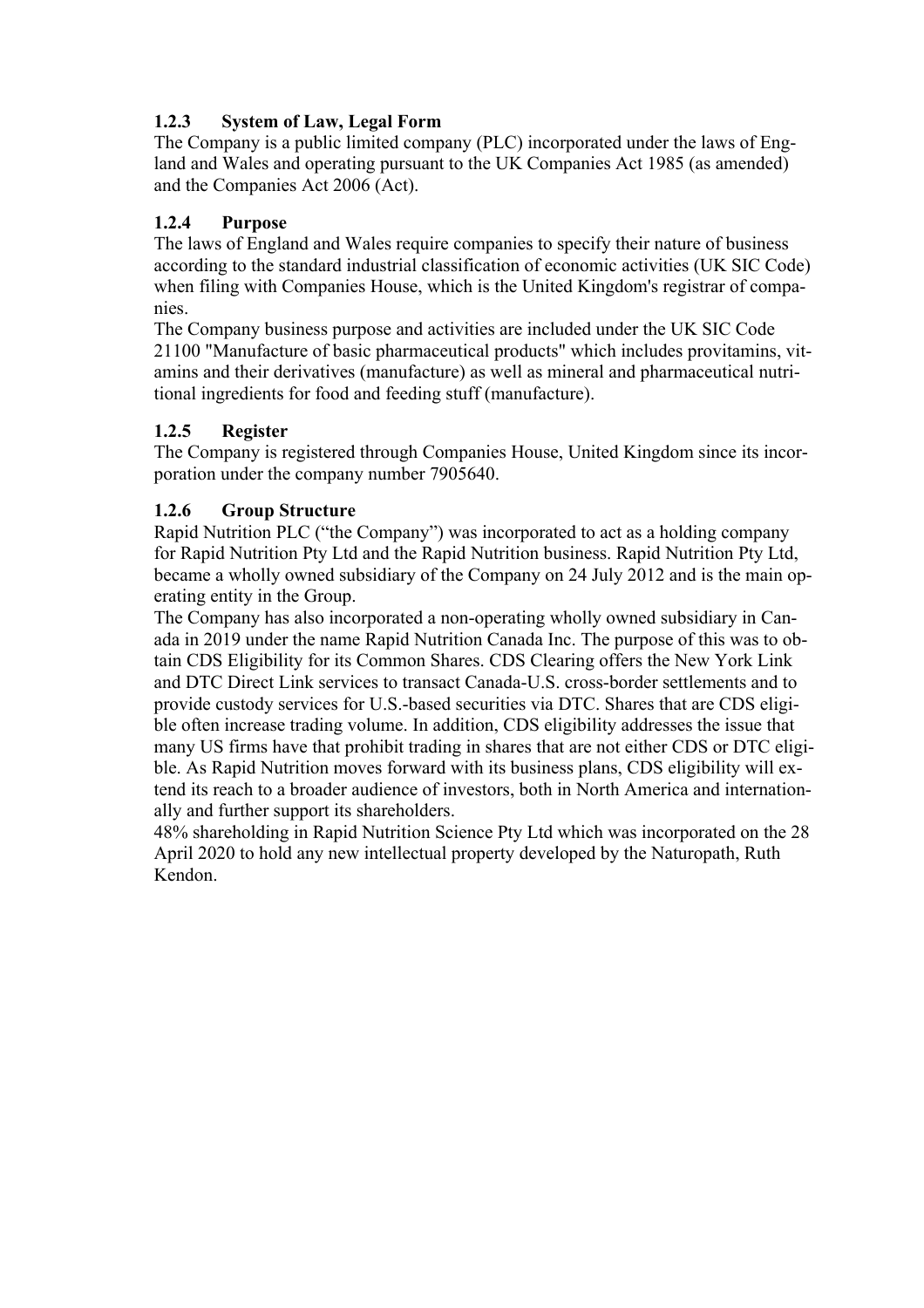### 1.2.3 System of Law, Legal Form

The Company is a public limited company (PLC) incorporated under the laws of England and Wales and operating pursuant to the UK Companies Act 1985 (as amended) and the Companies Act 2006 (Act).

### 1.2.4 Purpose

The laws of England and Wales require companies to specify their nature of business according to the standard industrial classification of economic activities (UK SIC Code) when filing with Companies House, which is the United Kingdom's registrar of companies.

The Company business purpose and activities are included under the UK SIC Code 21100 "Manufacture of basic pharmaceutical products" which includes provitamins, vitamins and their derivatives (manufacture) as well as mineral and pharmaceutical nutritional ingredients for food and feeding stuff (manufacture).

### 1.2.5 Register

The Company is registered through Companies House, United Kingdom since its incorporation under the company number 7905640.

### 1.2.6 Group Structure

Rapid Nutrition PLC ("the Company") was incorporated to act as a holding company for Rapid Nutrition Pty Ltd and the Rapid Nutrition business. Rapid Nutrition Pty Ltd, became a wholly owned subsidiary of the Company on 24 July 2012 and is the main operating entity in the Group.

The Company has also incorporated a non-operating wholly owned subsidiary in Canada in 2019 under the name Rapid Nutrition Canada Inc. The purpose of this was to obtain CDS Eligibility for its Common Shares. CDS Clearing offers the New York Link and DTC Direct Link services to transact Canada-U.S. cross-border settlements and to provide custody services for U.S.-based securities via DTC. Shares that are CDS eligible often increase trading volume. In addition, CDS eligibility addresses the issue that many US firms have that prohibit trading in shares that are not either CDS or DTC eligible. As Rapid Nutrition moves forward with its business plans, CDS eligibility will extend its reach to a broader audience of investors, both in North America and internationally and further support its shareholders.

48% shareholding in Rapid Nutrition Science Pty Ltd which was incorporated on the 28 April 2020 to hold any new intellectual property developed by the Naturopath, Ruth Kendon.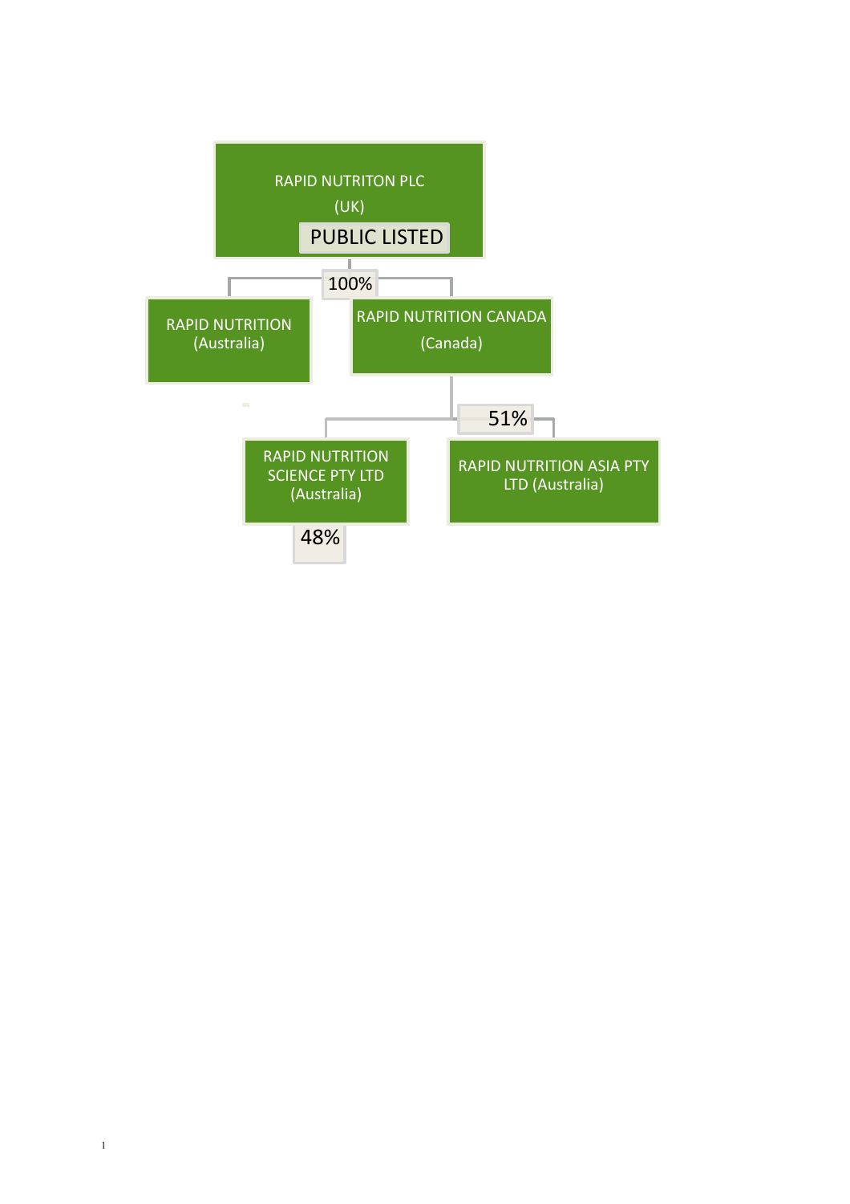RAPID NUTRITON PLC

(UK)

PUBLIC LISTED

100%

RAPID NUTRITION

(Australia)

RAPID NUTRITION CANADA

(Canada)

51%

RAPID NUTRITION SCIENCE PTY LTD

(Australia)

48%

RAPID NUTRITION ASIA PTY LTD (Australia)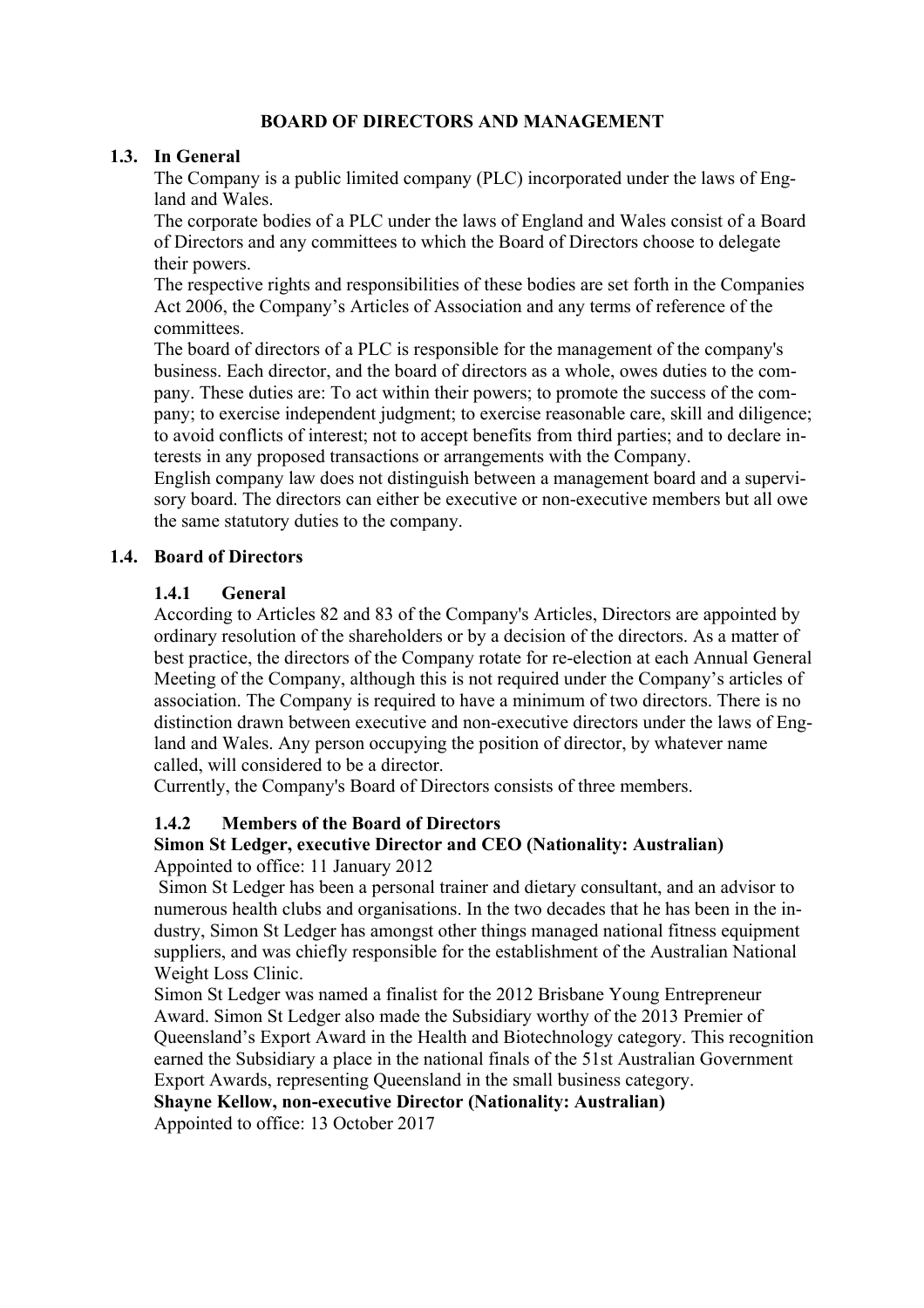# BOARD OF DIRECTORS AND MANAGEMENT

## 1.3. In General

The Company is a public limited company (PLC) incorporated under the laws of England and Wales.

The corporate bodies of a PLC under the laws of England and Wales consist of a Board of Directors and any committees to which the Board of Directors choose to delegate their powers.

The respective rights and responsibilities of these bodies are set forth in the Companies Act 2006, the Company's Articles of Association and any terms of reference of the committees.

The board of directors of a PLC is responsible for the management of the company's business. Each director, and the board of directors as a whole, owes duties to the company. These duties are: To act within their powers; to promote the success of the company; to exercise independent judgment; to exercise reasonable care, skill and diligence; to avoid conflicts of interest; not to accept benefits from third parties; and to declare interests in any proposed transactions or arrangements with the Company.

English company law does not distinguish between a management board and a supervisory board. The directors can either be executive or non-executive members but all owe the same statutory duties to the company.

## 1.4. Board of Directors

### 1.4.1 General

According to Articles 82 and 83 of the Company's Articles, Directors are appointed by ordinary resolution of the shareholders or by a decision of the directors. As a matter of best practice, the directors of the Company rotate for re-election at each Annual General Meeting of the Company, although this is not required under the Company's articles of association. The Company is required to have a minimum of two directors. There is no distinction drawn between executive and non-executive directors under the laws of England and Wales. Any person occupying the position of director, by whatever name called, will considered to be a director.

Currently, the Company's Board of Directors consists of three members.

### 1.4.2 Members of the Board of Directors

**Simon St Ledger, executive Director and CEO (Nationality: Australian)**

Appointed to office: 11 January 2012

Simon St Ledger has been a personal trainer and dietary consultant, and an advisor to numerous health clubs and organisations. In the two decades that he has been in the industry, Simon St Ledger has amongst other things managed national fitness equipment suppliers, and was chiefly responsible for the establishment of the Australian National Weight Loss Clinic.

Simon St Ledger was named a finalist for the 2012 Brisbane Young Entrepreneur Award. Simon St Ledger also made the Subsidiary worthy of the 2013 Premier of Queensland's Export Award in the Health and Biotechnology category. This recognition earned the Subsidiary a place in the national finals of the 51st Australian Government Export Awards, representing Queensland in the small business category.

**Shayne Kellow, non-executive Director (Nationality: Australian)**

Appointed to office: 13 October 2017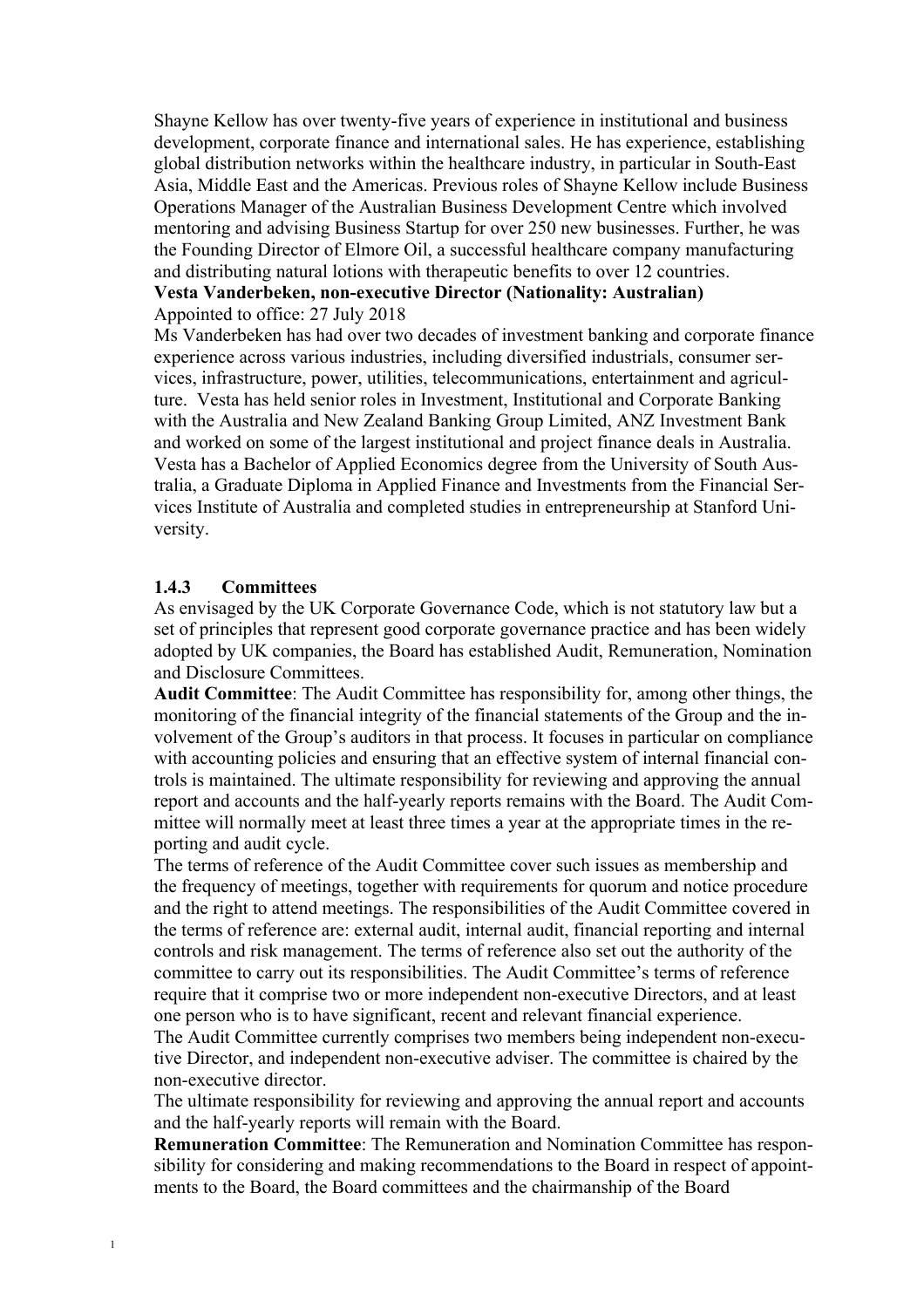Shayne Kellow has over twenty-five years of experience in institutional and business development, corporate finance and international sales. He has experience, establishing global distribution networks within the healthcare industry, in particular in South-East Asia, Middle East and the Americas. Previous roles of Shayne Kellow include Business Operations Manager of the Australian Business Development Centre which involved mentoring and advising Business Startup for over 250 new businesses. Further, he was the Founding Director of Elmore Oil, a successful healthcare company manufacturing and distributing natural lotions with therapeutic benefits to over 12 countries.

**Vesta Vanderbeken, non-executive Director (Nationality: Australian)**
Appointed to office: 27 July 2018

Ms Vanderbeken has had over two decades of investment banking and corporate finance experience across various industries, including diversified industrials, consumer services, infrastructure, power, utilities, telecommunications, entertainment and agriculture. Vesta has held senior roles in Investment, Institutional and Corporate Banking with the Australia and New Zealand Banking Group Limited, ANZ Investment Bank and worked on some of the largest institutional and project finance deals in Australia. Vesta has a Bachelor of Applied Economics degree from the University of South Australia, a Graduate Diploma in Applied Finance and Investments from the Financial Services Institute of Australia and completed studies in entrepreneurship at Stanford University.

### 1.4.3 Committees

As envisaged by the UK Corporate Governance Code, which is not statutory law but a set of principles that represent good corporate governance practice and has been widely adopted by UK companies, the Board has established Audit, Remuneration, Nomination and Disclosure Committees.

**Audit Committee**: The Audit Committee has responsibility for, among other things, the monitoring of the financial integrity of the financial statements of the Group and the involvement of the Group's auditors in that process. It focuses in particular on compliance with accounting policies and ensuring that an effective system of internal financial controls is maintained. The ultimate responsibility for reviewing and approving the annual report and accounts and the half-yearly reports remains with the Board. The Audit Committee will normally meet at least three times a year at the appropriate times in the reporting and audit cycle.

The terms of reference of the Audit Committee cover such issues as membership and the frequency of meetings, together with requirements for quorum and notice procedure and the right to attend meetings. The responsibilities of the Audit Committee covered in the terms of reference are: external audit, internal audit, financial reporting and internal controls and risk management. The terms of reference also set out the authority of the committee to carry out its responsibilities. The Audit Committee's terms of reference require that it comprise two or more independent non-executive Directors, and at least one person who is to have significant, recent and relevant financial experience.

The Audit Committee currently comprises two members being independent non-executive Director, and independent non-executive adviser. The committee is chaired by the non-executive director.

The ultimate responsibility for reviewing and approving the annual report and accounts and the half-yearly reports will remain with the Board.

**Remuneration Committee**: The Remuneration and Nomination Committee has responsibility for considering and making recommendations to the Board in respect of appointments to the Board, the Board committees and the chairmanship of the Board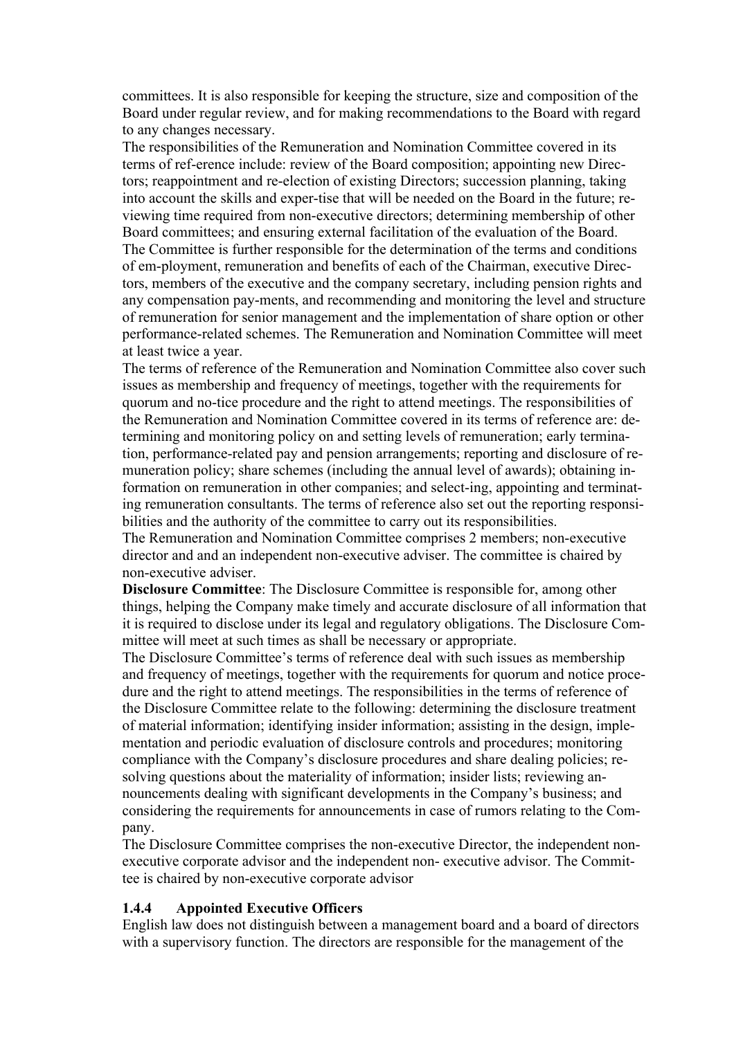committees. It is also responsible for keeping the structure, size and composition of the Board under regular review, and for making recommendations to the Board with regard to any changes necessary.

The responsibilities of the Remuneration and Nomination Committee covered in its terms of ref-erence include: review of the Board composition; appointing new Direc-tors; reappointment and re-election of existing Directors; succession planning, taking into account the skills and exper-tise that will be needed on the Board in the future; re-viewing time required from non-executive directors; determining membership of other Board committees; and ensuring external facilitation of the evaluation of the Board.

The Committee is further responsible for the determination of the terms and conditions of em-ployment, remuneration and benefits of each of the Chairman, executive Direc-tors, members of the executive and the company secretary, including pension rights and any compensation pay-ments, and recommending and monitoring the level and structure of remuneration for senior management and the implementation of share option or other performance-related schemes. The Remuneration and Nomination Committee will meet at least twice a year.

The terms of reference of the Remuneration and Nomination Committee also cover such issues as membership and frequency of meetings, together with the requirements for quorum and no-tice procedure and the right to attend meetings. The responsibilities of the Remuneration and Nomination Committee covered in its terms of reference are: de-termining and monitoring policy on and setting levels of remuneration; early termina-tion, performance-related pay and pension arrangements; reporting and disclosure of re-muneration policy; share schemes (including the annual level of awards); obtaining in-formation on remuneration in other companies; and select-ing, appointing and terminat-ing remuneration consultants. The terms of reference also set out the reporting responsi-bilities and the authority of the committee to carry out its responsibilities.

The Remuneration and Nomination Committee comprises 2 members; non-executive director and and an independent non-executive adviser. The committee is chaired by non-executive adviser.

**Disclosure Committee**: The Disclosure Committee is responsible for, among other things, helping the Company make timely and accurate disclosure of all information that it is required to disclose under its legal and regulatory obligations. The Disclosure Com-mittee will meet at such times as shall be necessary or appropriate.

The Disclosure Committee's terms of reference deal with such issues as membership and frequency of meetings, together with the requirements for quorum and notice proce-dure and the right to attend meetings. The responsibilities in the terms of reference of the Disclosure Committee relate to the following: determining the disclosure treatment of material information; identifying insider information; assisting in the design, imple-mentation and periodic evaluation of disclosure controls and procedures; monitoring compliance with the Company's disclosure procedures and share dealing policies; re-solving questions about the materiality of information; insider lists; reviewing an-nouncements dealing with significant developments in the Company's business; and considering the requirements for announcements in case of rumors relating to the Com-pany.

The Disclosure Committee comprises the non-executive Director, the independent non-executive corporate advisor and the independent non- executive advisor. The Commit-tee is chaired by non-executive corporate advisor

### 1.4.4 Appointed Executive Officers

English law does not distinguish between a management board and a board of directors with a supervisory function. The directors are responsible for the management of the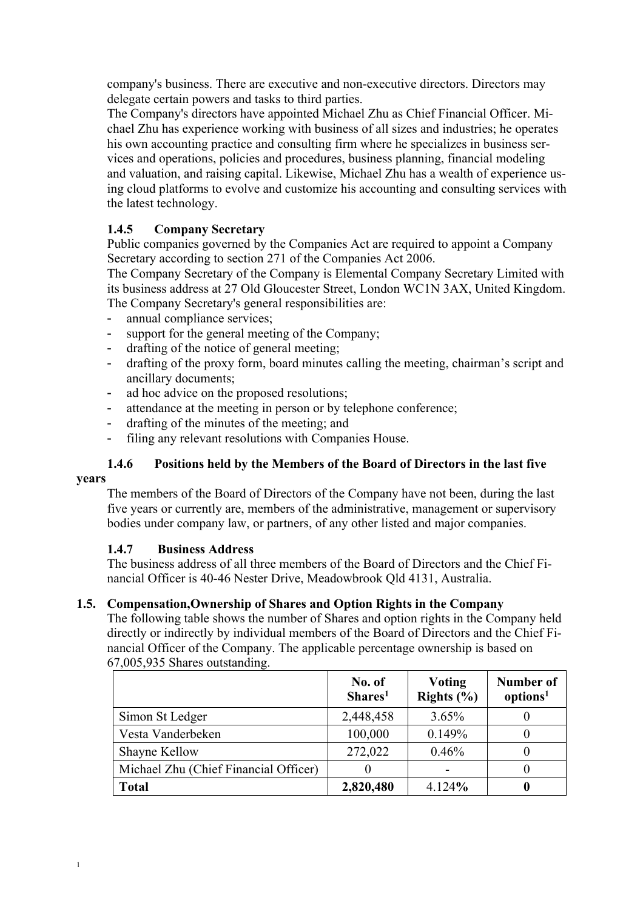company's business. There are executive and non-executive directors. Directors may delegate certain powers and tasks to third parties.

The Company's directors have appointed Michael Zhu as Chief Financial Officer. Michael Zhu has experience working with business of all sizes and industries; he operates his own accounting practice and consulting firm where he specializes in business services and operations, policies and procedures, business planning, financial modeling and valuation, and raising capital. Likewise, Michael Zhu has a wealth of experience using cloud platforms to evolve and customize his accounting and consulting services with the latest technology.

#### 1.4.5 Company Secretary

Public companies governed by the Companies Act are required to appoint a Company Secretary according to section 271 of the Companies Act 2006.

The Company Secretary of the Company is Elemental Company Secretary Limited with its business address at 27 Old Gloucester Street, London WC1N 3AX, United Kingdom.

The Company Secretary's general responsibilities are:

- annual compliance services;
- support for the general meeting of the Company;
- drafting of the notice of general meeting;
- drafting of the proxy form, board minutes calling the meeting, chairman's script and ancillary documents;
- ad hoc advice on the proposed resolutions;
- attendance at the meeting in person or by telephone conference;
- drafting of the minutes of the meeting; and
- filing any relevant resolutions with Companies House.

#### 1.4.6 Positions held by the Members of the Board of Directors in the last five years

The members of the Board of Directors of the Company have not been, during the last five years or currently are, members of the administrative, management or supervisory bodies under company law, or partners, of any other listed and major companies.

#### 1.4.7 Business Address

The business address of all three members of the Board of Directors and the Chief Financial Officer is 40-46 Nester Drive, Meadowbrook Qld 4131, Australia.

### 1.5. Compensation,Ownership of Shares and Option Rights in the Company

The following table shows the number of Shares and option rights in the Company held directly or indirectly by individual members of the Board of Directors and the Chief Financial Officer of the Company. The applicable percentage ownership is based on 67,005,935 Shares outstanding.

| | No. of Shares[1] | Voting Rights (%) | Number of options[1] |
|---|---|---|---|
| Simon St Ledger | 2,448,458 | 3.65% | 0 |
| Vesta Vanderbeken | 100,000 | 0.149% | 0 |
| Shayne Kellow | 272,022 | 0.46% | 0 |
| Michael Zhu (Chief Financial Officer) | 0 | - | 0 |
| **Total** | **2,820,480** | 4.124**%** | **0** |

1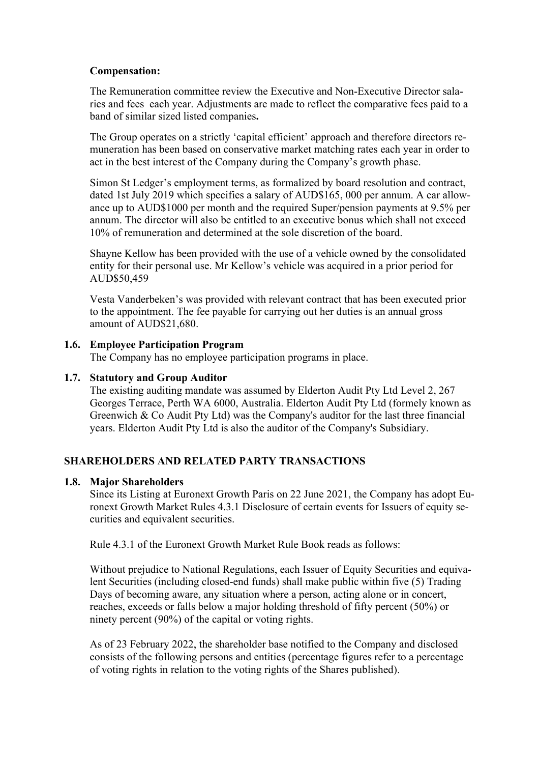**Compensation:**

The Remuneration committee review the Executive and Non-Executive Director salaries and fees each year. Adjustments are made to reflect the comparative fees paid to a band of similar sized listed companies**.**

The Group operates on a strictly 'capital efficient' approach and therefore directors remuneration has been based on conservative market matching rates each year in order to act in the best interest of the Company during the Company's growth phase.

Simon St Ledger's employment terms, as formalized by board resolution and contract, dated 1st July 2019 which specifies a salary of AUD$165, 000 per annum. A car allowance up to AUD$1000 per month and the required Super/pension payments at 9.5% per annum. The director will also be entitled to an executive bonus which shall not exceed 10% of remuneration and determined at the sole discretion of the board.

Shayne Kellow has been provided with the use of a vehicle owned by the consolidated entity for their personal use. Mr Kellow's vehicle was acquired in a prior period for AUD$50,459

Vesta Vanderbeken's was provided with relevant contract that has been executed prior to the appointment. The fee payable for carrying out her duties is an annual gross amount of AUD$21,680.

### 1.6. Employee Participation Program

The Company has no employee participation programs in place.

### 1.7. Statutory and Group Auditor

The existing auditing mandate was assumed by Elderton Audit Pty Ltd Level 2, 267 Georges Terrace, Perth WA 6000, Australia. Elderton Audit Pty Ltd (formely known as Greenwich & Co Audit Pty Ltd) was the Company's auditor for the last three financial years. Elderton Audit Pty Ltd is also the auditor of the Company's Subsidiary.

## SHAREHOLDERS AND RELATED PARTY TRANSACTIONS

### 1.8. Major Shareholders

Since its Listing at Euronext Growth Paris on 22 June 2021, the Company has adopt Euronext Growth Market Rules 4.3.1 Disclosure of certain events for Issuers of equity securities and equivalent securities.

Rule 4.3.1 of the Euronext Growth Market Rule Book reads as follows:

Without prejudice to National Regulations, each Issuer of Equity Securities and equivalent Securities (including closed-end funds) shall make public within five (5) Trading Days of becoming aware, any situation where a person, acting alone or in concert, reaches, exceeds or falls below a major holding threshold of fifty percent (50%) or ninety percent (90%) of the capital or voting rights.

As of 23 February 2022, the shareholder base notified to the Company and disclosed consists of the following persons and entities (percentage figures refer to a percentage of voting rights in relation to the voting rights of the Shares published).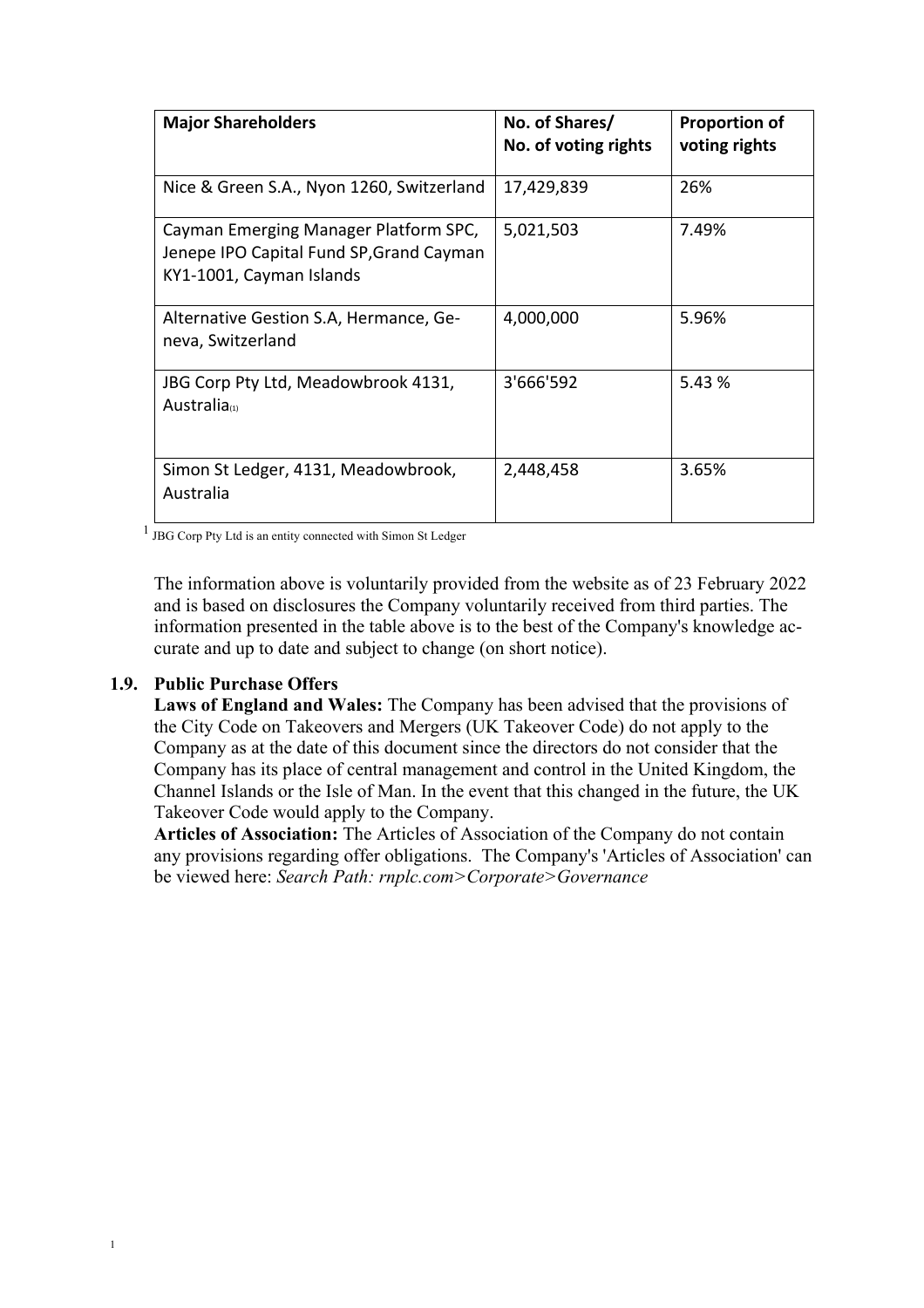| Major Shareholders | No. of Shares/ No. of voting rights | Proportion of voting rights |
|---|---|---|
| Nice & Green S.A., Nyon 1260, Switzerland | 17,429,839 | 26% |
| Cayman Emerging Manager Platform SPC, Jenepe IPO Capital Fund SP,Grand Cayman KY1-1001, Cayman Islands | 5,021,503 | 7.49% |
| Alternative Gestion S.A, Hermance, Geneva, Switzerland | 4,000,000 | 5.96% |
| JBG Corp Pty Ltd, Meadowbrook 4131, Australia[1] | 3'666'592 | 5.43 % |
| Simon St Ledger, 4131, Meadowbrook, Australia | 2,448,458 | 3.65% |

[1] JBG Corp Pty Ltd is an entity connected with Simon St Ledger

The information above is voluntarily provided from the website as of 23 February 2022 and is based on disclosures the Company voluntarily received from third parties. The information presented in the table above is to the best of the Company's knowledge accurate and up to date and subject to change (on short notice).

### 1.9. Public Purchase Offers

**Laws of England and Wales:** The Company has been advised that the provisions of the City Code on Takeovers and Mergers (UK Takeover Code) do not apply to the Company as at the date of this document since the directors do not consider that the Company has its place of central management and control in the United Kingdom, the Channel Islands or the Isle of Man. In the event that this changed in the future, the UK Takeover Code would apply to the Company.

**Articles of Association:** The Articles of Association of the Company do not contain any provisions regarding offer obligations. The Company's 'Articles of Association' can be viewed here: *Search Path: rnplc.com>Corporate>Governance*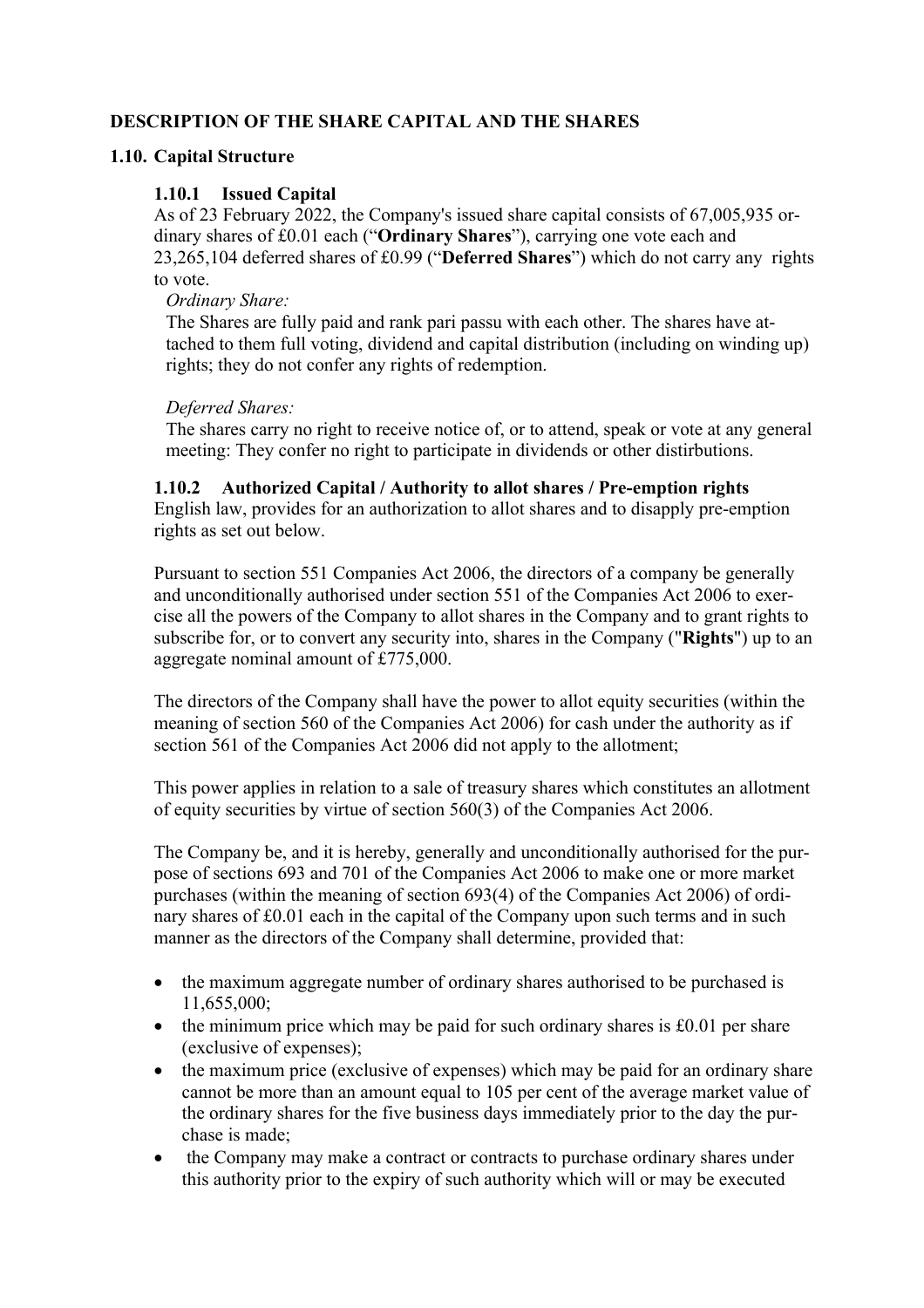## DESCRIPTION OF THE SHARE CAPITAL AND THE SHARES

### 1.10. Capital Structure

#### 1.10.1 Issued Capital

As of 23 February 2022, the Company's issued share capital consists of 67,005,935 ordinary shares of £0.01 each ("**Ordinary Shares**"), carrying one vote each and 23,265,104 deferred shares of £0.99 ("**Deferred Shares**") which do not carry any rights to vote.

*Ordinary Share:*

The Shares are fully paid and rank pari passu with each other. The shares have attached to them full voting, dividend and capital distribution (including on winding up) rights; they do not confer any rights of redemption.

*Deferred Shares:*

The shares carry no right to receive notice of, or to attend, speak or vote at any general meeting: They confer no right to participate in dividends or other distirbutions.

#### 1.10.2 Authorized Capital / Authority to allot shares / Pre-emption rights

English law, provides for an authorization to allot shares and to disapply pre-emption rights as set out below.

Pursuant to section 551 Companies Act 2006, the directors of a company be generally and unconditionally authorised under section 551 of the Companies Act 2006 to exercise all the powers of the Company to allot shares in the Company and to grant rights to subscribe for, or to convert any security into, shares in the Company ("**Rights**") up to an aggregate nominal amount of £775,000.

The directors of the Company shall have the power to allot equity securities (within the meaning of section 560 of the Companies Act 2006) for cash under the authority as if section 561 of the Companies Act 2006 did not apply to the allotment;

This power applies in relation to a sale of treasury shares which constitutes an allotment of equity securities by virtue of section 560(3) of the Companies Act 2006.

The Company be, and it is hereby, generally and unconditionally authorised for the purpose of sections 693 and 701 of the Companies Act 2006 to make one or more market purchases (within the meaning of section 693(4) of the Companies Act 2006) of ordinary shares of £0.01 each in the capital of the Company upon such terms and in such manner as the directors of the Company shall determine, provided that:

- the maximum aggregate number of ordinary shares authorised to be purchased is 11,655,000;
- the minimum price which may be paid for such ordinary shares is £0.01 per share (exclusive of expenses);
- the maximum price (exclusive of expenses) which may be paid for an ordinary share cannot be more than an amount equal to 105 per cent of the average market value of the ordinary shares for the five business days immediately prior to the day the purchase is made;
- the Company may make a contract or contracts to purchase ordinary shares under this authority prior to the expiry of such authority which will or may be executed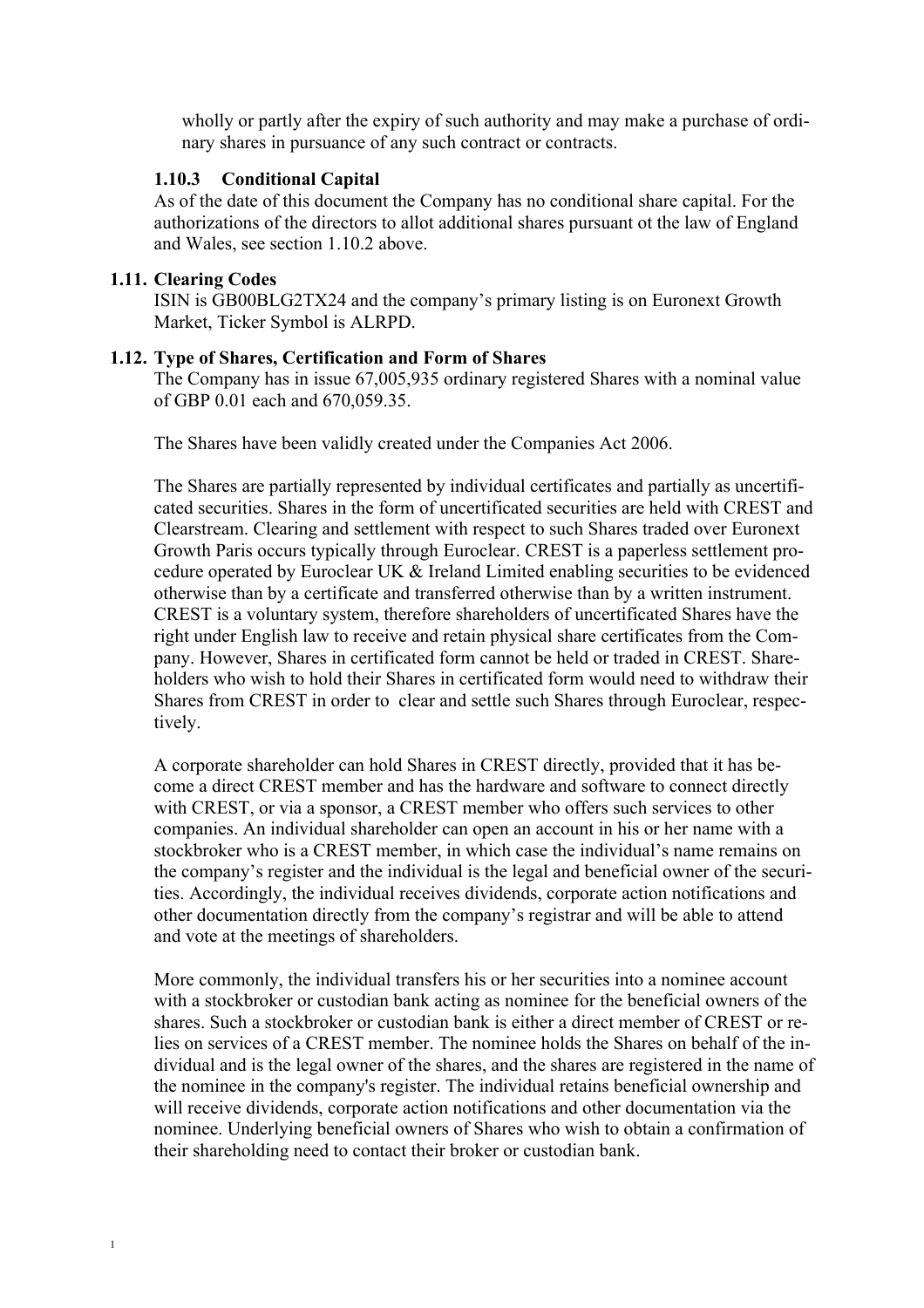wholly or partly after the expiry of such authority and may make a purchase of ordinary shares in pursuance of any such contract or contracts.

#### 1.10.3 Conditional Capital

As of the date of this document the Company has no conditional share capital. For the authorizations of the directors to allot additional shares pursuant ot the law of England and Wales, see section 1.10.2 above.

### 1.11. Clearing Codes

ISIN is GB00BLG2TX24 and the company's primary listing is on Euronext Growth Market, Ticker Symbol is ALRPD.

### 1.12. Type of Shares, Certification and Form of Shares

The Company has in issue 67,005,935 ordinary registered Shares with a nominal value of GBP 0.01 each and 670,059.35.

The Shares have been validly created under the Companies Act 2006.

The Shares are partially represented by individual certificates and partially as uncertificated securities. Shares in the form of uncertificated securities are held with CREST and Clearstream. Clearing and settlement with respect to such Shares traded over Euronext Growth Paris occurs typically through Euroclear. CREST is a paperless settlement procedure operated by Euroclear UK & Ireland Limited enabling securities to be evidenced otherwise than by a certificate and transferred otherwise than by a written instrument. CREST is a voluntary system, therefore shareholders of uncertificated Shares have the right under English law to receive and retain physical share certificates from the Company. However, Shares in certificated form cannot be held or traded in CREST. Shareholders who wish to hold their Shares in certificated form would need to withdraw their Shares from CREST in order to clear and settle such Shares through Euroclear, respectively.

A corporate shareholder can hold Shares in CREST directly, provided that it has become a direct CREST member and has the hardware and software to connect directly with CREST, or via a sponsor, a CREST member who offers such services to other companies. An individual shareholder can open an account in his or her name with a stockbroker who is a CREST member, in which case the individual's name remains on the company's register and the individual is the legal and beneficial owner of the securities. Accordingly, the individual receives dividends, corporate action notifications and other documentation directly from the company's registrar and will be able to attend and vote at the meetings of shareholders.

More commonly, the individual transfers his or her securities into a nominee account with a stockbroker or custodian bank acting as nominee for the beneficial owners of the shares. Such a stockbroker or custodian bank is either a direct member of CREST or relies on services of a CREST member. The nominee holds the Shares on behalf of the individual and is the legal owner of the shares, and the shares are registered in the name of the nominee in the company's register. The individual retains beneficial ownership and will receive dividends, corporate action notifications and other documentation via the nominee. Underlying beneficial owners of Shares who wish to obtain a confirmation of their shareholding need to contact their broker or custodian bank.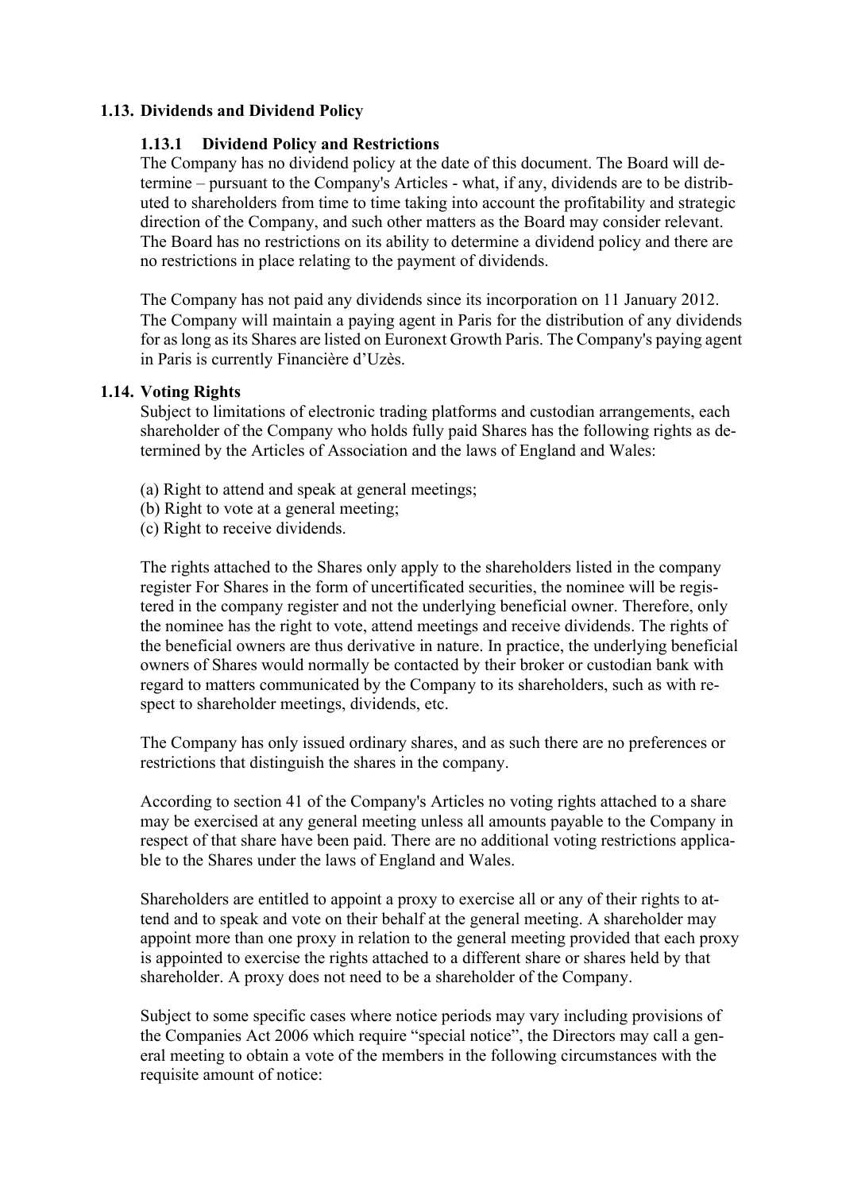## 1.13. Dividends and Dividend Policy

### 1.13.1 Dividend Policy and Restrictions

The Company has no dividend policy at the date of this document. The Board will determine – pursuant to the Company's Articles - what, if any, dividends are to be distributed to shareholders from time to time taking into account the profitability and strategic direction of the Company, and such other matters as the Board may consider relevant. The Board has no restrictions on its ability to determine a dividend policy and there are no restrictions in place relating to the payment of dividends.

The Company has not paid any dividends since its incorporation on 11 January 2012. The Company will maintain a paying agent in Paris for the distribution of any dividends for as long as its Shares are listed on Euronext Growth Paris. The Company's paying agent in Paris is currently Financière d'Uzès.

## 1.14. Voting Rights

Subject to limitations of electronic trading platforms and custodian arrangements, each shareholder of the Company who holds fully paid Shares has the following rights as determined by the Articles of Association and the laws of England and Wales:

(a) Right to attend and speak at general meetings;
(b) Right to vote at a general meeting;
(c) Right to receive dividends.

The rights attached to the Shares only apply to the shareholders listed in the company register For Shares in the form of uncertificated securities, the nominee will be registered in the company register and not the underlying beneficial owner. Therefore, only the nominee has the right to vote, attend meetings and receive dividends. The rights of the beneficial owners are thus derivative in nature. In practice, the underlying beneficial owners of Shares would normally be contacted by their broker or custodian bank with regard to matters communicated by the Company to its shareholders, such as with respect to shareholder meetings, dividends, etc.

The Company has only issued ordinary shares, and as such there are no preferences or restrictions that distinguish the shares in the company.

According to section 41 of the Company's Articles no voting rights attached to a share may be exercised at any general meeting unless all amounts payable to the Company in respect of that share have been paid. There are no additional voting restrictions applicable to the Shares under the laws of England and Wales.

Shareholders are entitled to appoint a proxy to exercise all or any of their rights to attend and to speak and vote on their behalf at the general meeting. A shareholder may appoint more than one proxy in relation to the general meeting provided that each proxy is appointed to exercise the rights attached to a different share or shares held by that shareholder. A proxy does not need to be a shareholder of the Company.

Subject to some specific cases where notice periods may vary including provisions of the Companies Act 2006 which require "special notice", the Directors may call a general meeting to obtain a vote of the members in the following circumstances with the requisite amount of notice: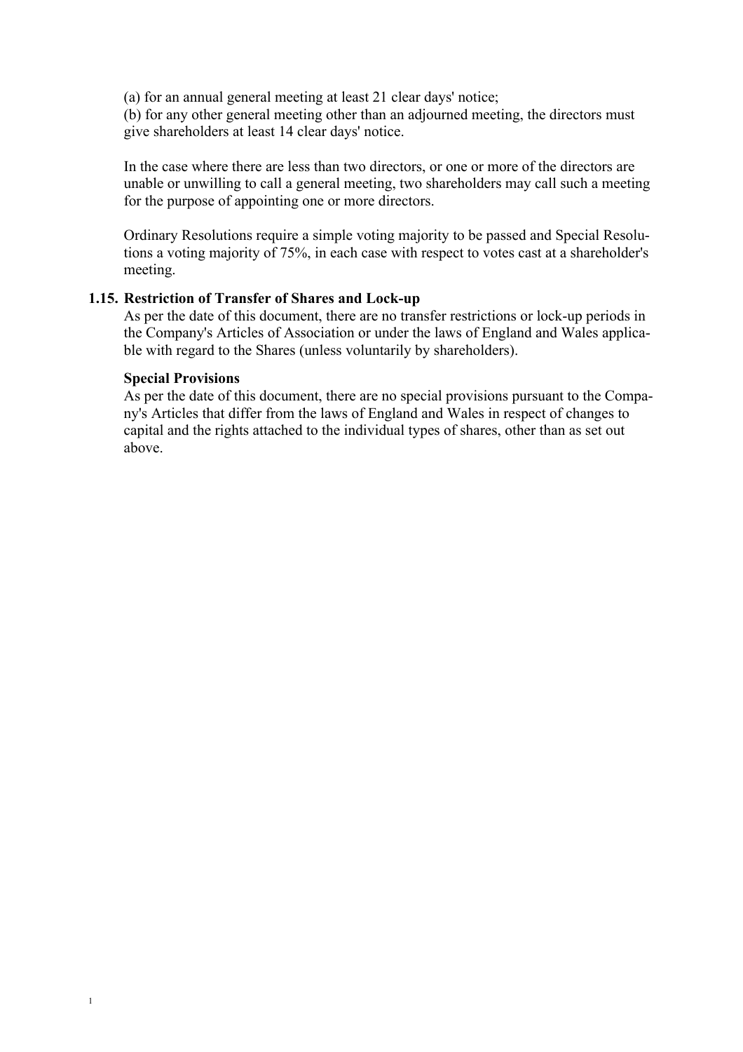(a) for an annual general meeting at least 21 clear days' notice;
(b) for any other general meeting other than an adjourned meeting, the directors must give shareholders at least 14 clear days' notice.

In the case where there are less than two directors, or one or more of the directors are unable or unwilling to call a general meeting, two shareholders may call such a meeting for the purpose of appointing one or more directors.

Ordinary Resolutions require a simple voting majority to be passed and Special Resolutions a voting majority of 75%, in each case with respect to votes cast at a shareholder's meeting.

### 1.15. Restriction of Transfer of Shares and Lock-up

As per the date of this document, there are no transfer restrictions or lock-up periods in the Company's Articles of Association or under the laws of England and Wales applicable with regard to the Shares (unless voluntarily by shareholders).

**Special Provisions**

As per the date of this document, there are no special provisions pursuant to the Company's Articles that differ from the laws of England and Wales in respect of changes to capital and the rights attached to the individual types of shares, other than as set out above.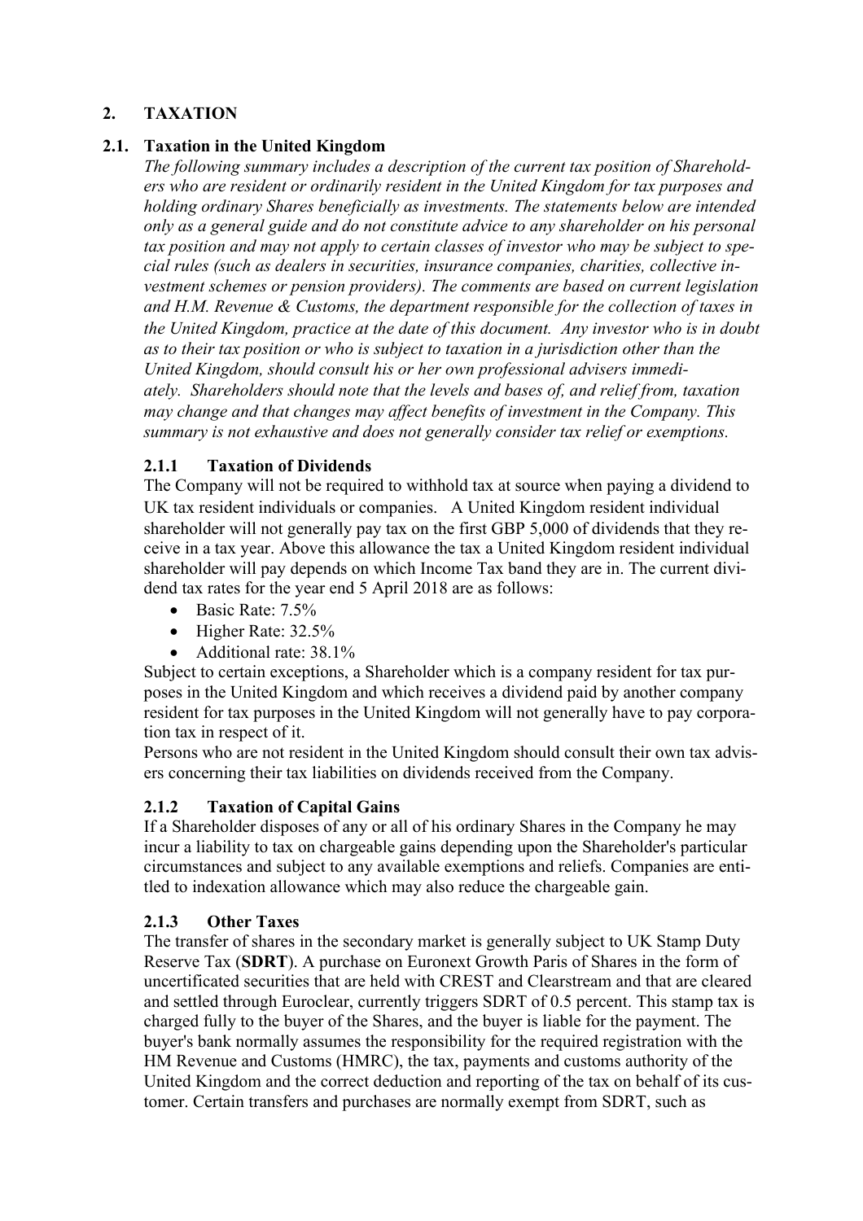## 2. TAXATION

### 2.1. Taxation in the United Kingdom

*The following summary includes a description of the current tax position of Shareholders who are resident or ordinarily resident in the United Kingdom for tax purposes and holding ordinary Shares beneficially as investments. The statements below are intended only as a general guide and do not constitute advice to any shareholder on his personal tax position and may not apply to certain classes of investor who may be subject to special rules (such as dealers in securities, insurance companies, charities, collective investment schemes or pension providers). The comments are based on current legislation and H.M. Revenue & Customs, the department responsible for the collection of taxes in the United Kingdom, practice at the date of this document. Any investor who is in doubt as to their tax position or who is subject to taxation in a jurisdiction other than the United Kingdom, should consult his or her own professional advisers immediately. Shareholders should note that the levels and bases of, and relief from, taxation may change and that changes may affect benefits of investment in the Company. This summary is not exhaustive and does not generally consider tax relief or exemptions.*

#### 2.1.1 Taxation of Dividends

The Company will not be required to withhold tax at source when paying a dividend to UK tax resident individuals or companies. A United Kingdom resident individual shareholder will not generally pay tax on the first GBP 5,000 of dividends that they receive in a tax year. Above this allowance the tax a United Kingdom resident individual shareholder will pay depends on which Income Tax band they are in. The current dividend tax rates for the year end 5 April 2018 are as follows:

- Basic Rate: 7.5%
- Higher Rate: 32.5%
- Additional rate: 38.1%

Subject to certain exceptions, a Shareholder which is a company resident for tax purposes in the United Kingdom and which receives a dividend paid by another company resident for tax purposes in the United Kingdom will not generally have to pay corporation tax in respect of it.

Persons who are not resident in the United Kingdom should consult their own tax advisers concerning their tax liabilities on dividends received from the Company.

#### 2.1.2 Taxation of Capital Gains

If a Shareholder disposes of any or all of his ordinary Shares in the Company he may incur a liability to tax on chargeable gains depending upon the Shareholder's particular circumstances and subject to any available exemptions and reliefs. Companies are entitled to indexation allowance which may also reduce the chargeable gain.

#### 2.1.3 Other Taxes

The transfer of shares in the secondary market is generally subject to UK Stamp Duty Reserve Tax (**SDRT**). A purchase on Euronext Growth Paris of Shares in the form of uncertificated securities that are held with CREST and Clearstream and that are cleared and settled through Euroclear, currently triggers SDRT of 0.5 percent. This stamp tax is charged fully to the buyer of the Shares, and the buyer is liable for the payment. The buyer's bank normally assumes the responsibility for the required registration with the HM Revenue and Customs (HMRC), the tax, payments and customs authority of the United Kingdom and the correct deduction and reporting of the tax on behalf of its customer. Certain transfers and purchases are normally exempt from SDRT, such as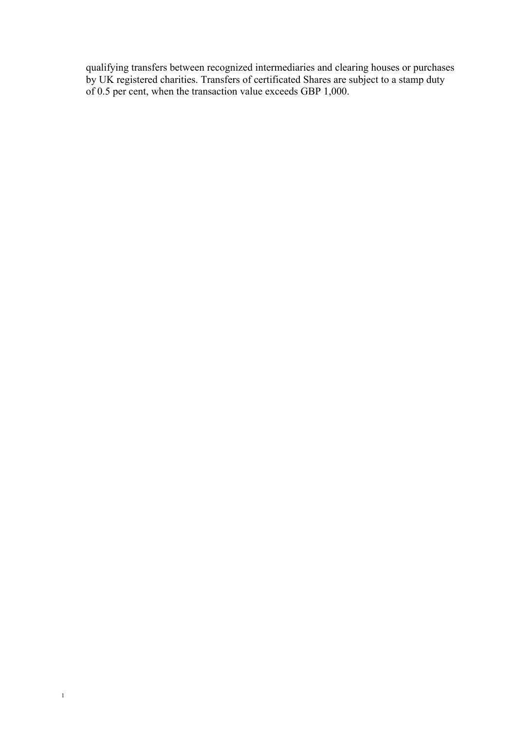qualifying transfers between recognized intermediaries and clearing houses or purchases by UK registered charities. Transfers of certificated Shares are subject to a stamp duty of 0.5 per cent, when the transaction value exceeds GBP 1,000.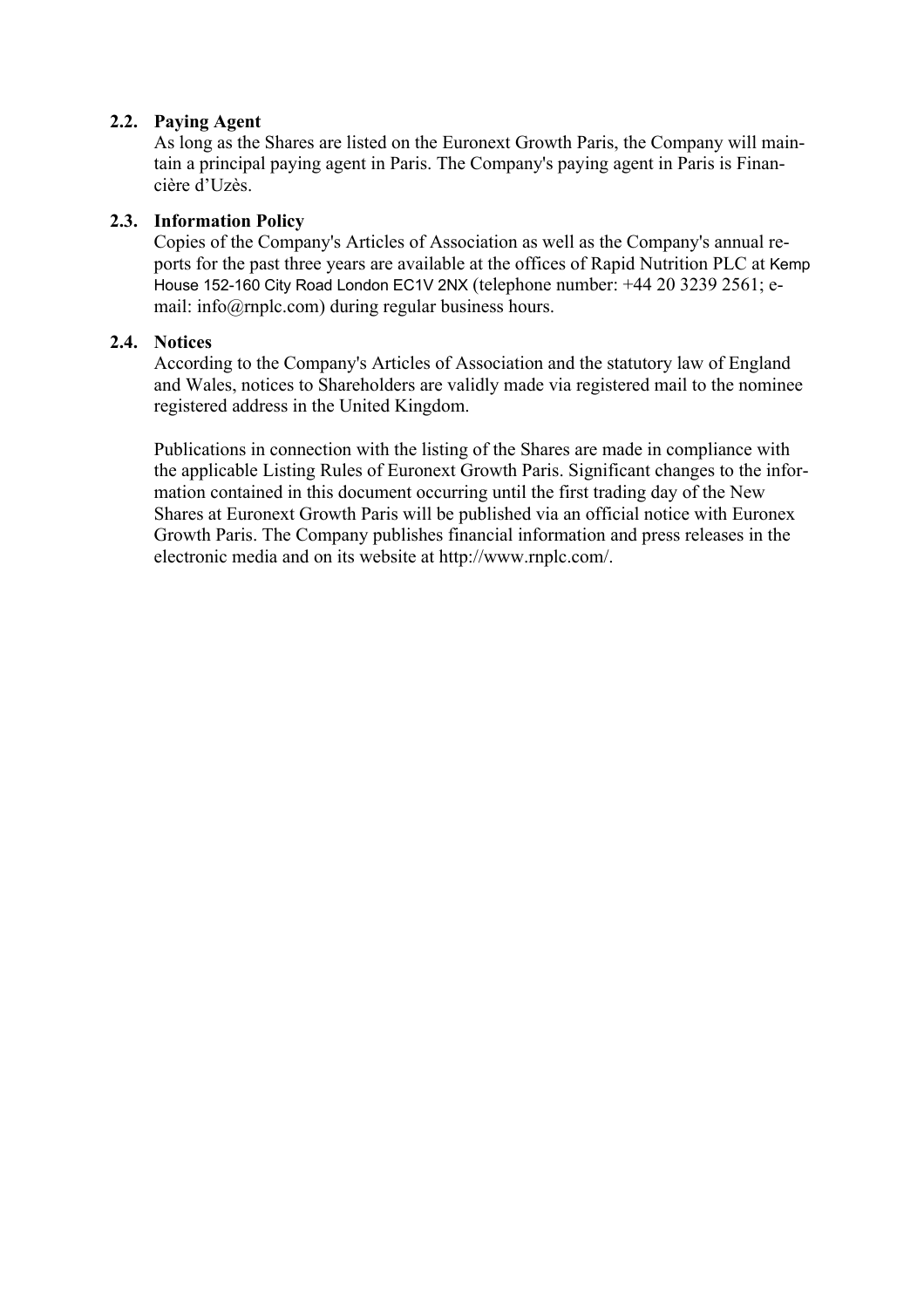### 2.2. Paying Agent

As long as the Shares are listed on the Euronext Growth Paris, the Company will maintain a principal paying agent in Paris. The Company's paying agent in Paris is Financière d'Uzès.

### 2.3. Information Policy

Copies of the Company's Articles of Association as well as the Company's annual reports for the past three years are available at the offices of Rapid Nutrition PLC at Kemp House 152-160 City Road London EC1V 2NX (telephone number: +44 20 3239 2561; e-mail: info@rnplc.com) during regular business hours.

### 2.4. Notices

According to the Company's Articles of Association and the statutory law of England and Wales, notices to Shareholders are validly made via registered mail to the nominee registered address in the United Kingdom.

Publications in connection with the listing of the Shares are made in compliance with the applicable Listing Rules of Euronext Growth Paris. Significant changes to the information contained in this document occurring until the first trading day of the New Shares at Euronext Growth Paris will be published via an official notice with Euronex Growth Paris. The Company publishes financial information and press releases in the electronic media and on its website at http://www.rnplc.com/.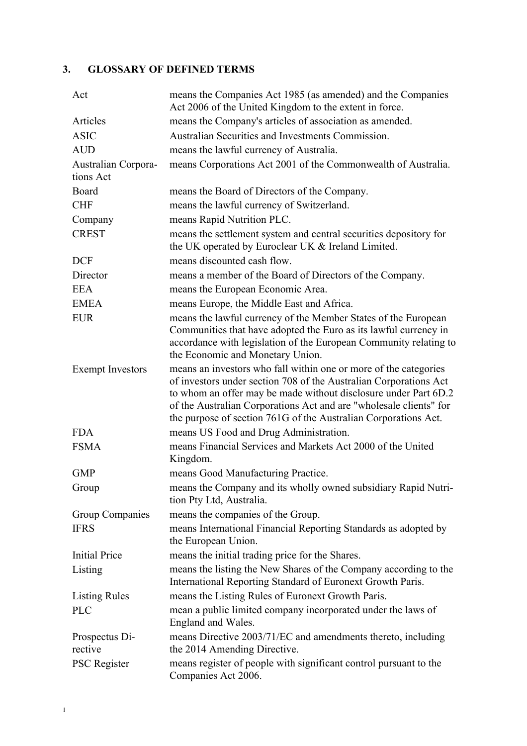## 3. GLOSSARY OF DEFINED TERMS

| | |
|---|---|
| Act | means the Companies Act 1985 (as amended) and the Companies Act 2006 of the United Kingdom to the extent in force. |
| Articles | means the Company's articles of association as amended. |
| ASIC | Australian Securities and Investments Commission. |
| AUD | means the lawful currency of Australia. |
| Australian Corporations Act | means Corporations Act 2001 of the Commonwealth of Australia. |
| Board | means the Board of Directors of the Company. |
| CHF | means the lawful currency of Switzerland. |
| Company | means Rapid Nutrition PLC. |
| CREST | means the settlement system and central securities depository for the UK operated by Euroclear UK & Ireland Limited. |
| DCF | means discounted cash flow. |
| Director | means a member of the Board of Directors of the Company. |
| EEA | means the European Economic Area. |
| EMEA | means Europe, the Middle East and Africa. |
| EUR | means the lawful currency of the Member States of the European Communities that have adopted the Euro as its lawful currency in accordance with legislation of the European Community relating to the Economic and Monetary Union. |
| Exempt Investors | means an investors who fall within one or more of the categories of investors under section 708 of the Australian Corporations Act to whom an offer may be made without disclosure under Part 6D.2 of the Australian Corporations Act and are "wholesale clients" for the purpose of section 761G of the Australian Corporations Act. |
| FDA | means US Food and Drug Administration. |
| FSMA | means Financial Services and Markets Act 2000 of the United Kingdom. |
| GMP | means Good Manufacturing Practice. |
| Group | means the Company and its wholly owned subsidiary Rapid Nutrition Pty Ltd, Australia. |
| Group Companies | means the companies of the Group. |
| IFRS | means International Financial Reporting Standards as adopted by the European Union. |
| Initial Price | means the initial trading price for the Shares. |
| Listing | means the listing the New Shares of the Company according to the International Reporting Standard of Euronext Growth Paris. |
| Listing Rules | means the Listing Rules of Euronext Growth Paris. |
| PLC | mean a public limited company incorporated under the laws of England and Wales. |
| Prospectus Directive | means Directive 2003/71/EC and amendments thereto, including the 2014 Amending Directive. |
| PSC Register | means register of people with significant control pursuant to the Companies Act 2006. |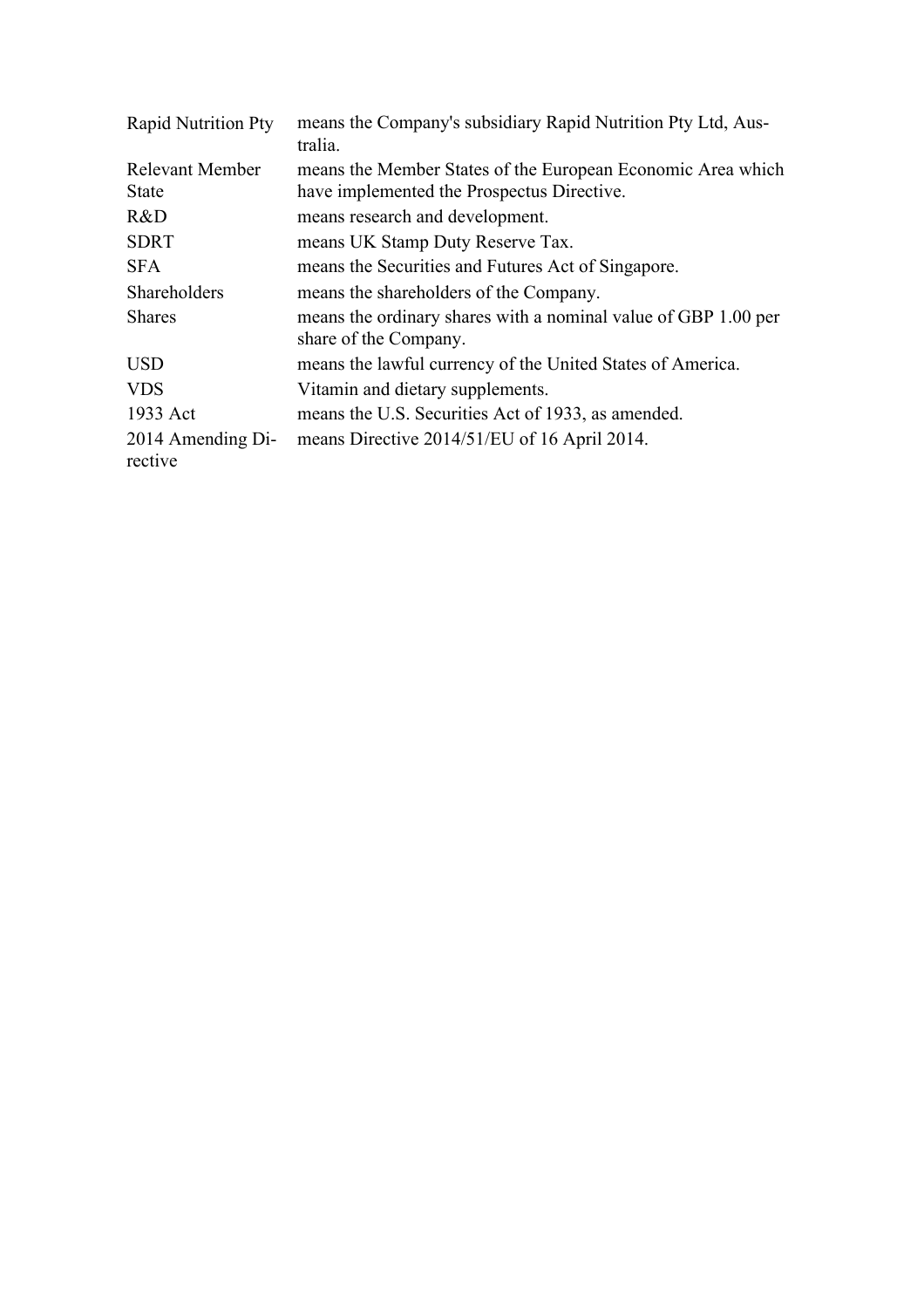| | |
|---|---|
| Rapid Nutrition Pty | means the Company's subsidiary Rapid Nutrition Pty Ltd, Australia. |
| Relevant Member State | means the Member States of the European Economic Area which have implemented the Prospectus Directive. |
| R&D | means research and development. |
| SDRT | means UK Stamp Duty Reserve Tax. |
| SFA | means the Securities and Futures Act of Singapore. |
| Shareholders | means the shareholders of the Company. |
| Shares | means the ordinary shares with a nominal value of GBP 1.00 per share of the Company. |
| USD | means the lawful currency of the United States of America. |
| VDS | Vitamin and dietary supplements. |
| 1933 Act | means the U.S. Securities Act of 1933, as amended. |
| 2014 Amending Directive | means Directive 2014/51/EU of 16 April 2014. |